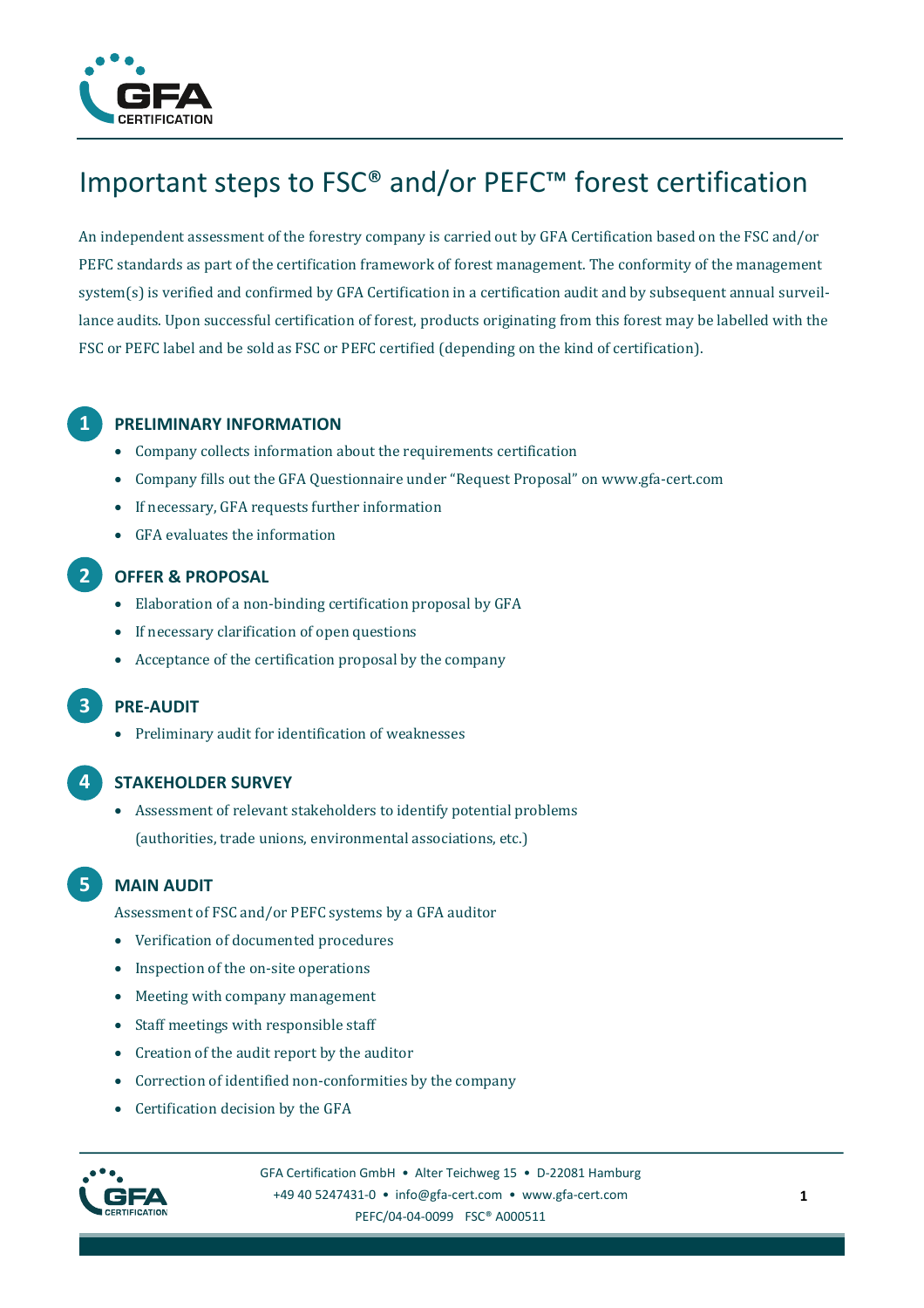# Important steps to FSC® and/or PEFC™ forest certification

An independent assessment of the forestry company is carried out by GFA Certification based on the FSC and/or PEFC standards as part of the certification framework of forest management. The conformity of the management system(s) is verified and confirmed by GFA Certification in a certification audit and by subsequent annual surveillance audits. Upon successful certification of forest, products originating from this forest may be labelled with the FSC or PEFC label and be sold as FSC or PEFC certified (depending on the kind of certification).

## 1 PRELIMINARY INFORMATION

- Company collects information about the requirements certification
- Company fills out the GFA Questionnaire under "Request Proposal" on www.gfa-cert.com
- If necessary, GFA requests further information
- GFA evaluates the information

## 2 OFFER & PROPOSAL

- Elaboration of a non-binding certification proposal by GFA
- If necessary clarification of open questions
- Acceptance of the certification proposal by the company

## 3 PRE-AUDIT

- Preliminary audit for identification of weaknesses

## 4 STAKEHOLDER SURVEY

- Assessment of relevant stakeholders to identify potential problems (authorities, trade unions, environmental associations, etc.)

## 5 MAIN AUDIT

Assessment of FSC and/or PEFC systems by a GFA auditor

- Verification of documented procedures
- Inspection of the on-site operations
- Meeting with company management
- Staff meetings with responsible staff
- Creation of the audit report by the auditor
- Correction of identified non-conformities by the company
- Certification decision by the GFA

GFA Certification GmbH • Alter Teichweg 15 • D-22081 Hamburg
+49 40 5247431-0 • info@gfa-cert.com • www.gfa-cert.com
PEFC/04-04-0099 FSC® A000511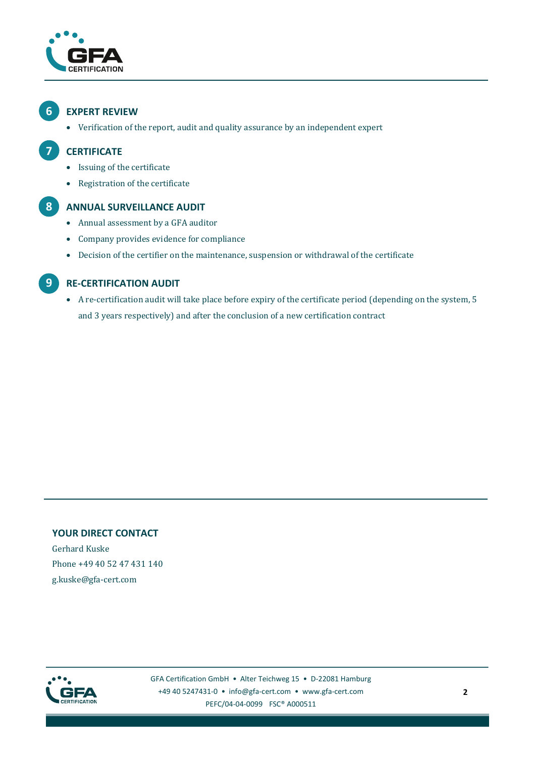## 6 EXPERT REVIEW

- Verification of the report, audit and quality assurance by an independent expert

## 7 CERTIFICATE

- Issuing of the certificate
- Registration of the certificate

## 8 ANNUAL SURVEILLANCE AUDIT

- Annual assessment by a GFA auditor
- Company provides evidence for compliance
- Decision of the certifier on the maintenance, suspension or withdrawal of the certificate

## 9 RE-CERTIFICATION AUDIT

- A re-certification audit will take place before expiry of the certificate period (depending on the system, 5 and 3 years respectively) and after the conclusion of a new certification contract

**YOUR DIRECT CONTACT**

Gerhard Kuske
Phone +49 40 52 47 431 140
g.kuske@gfa-cert.com

GFA Certification GmbH • Alter Teichweg 15 • D-22081 Hamburg
+49 40 5247431-0 • info@gfa-cert.com • www.gfa-cert.com
PEFC/04-04-0099 FSC® A000511